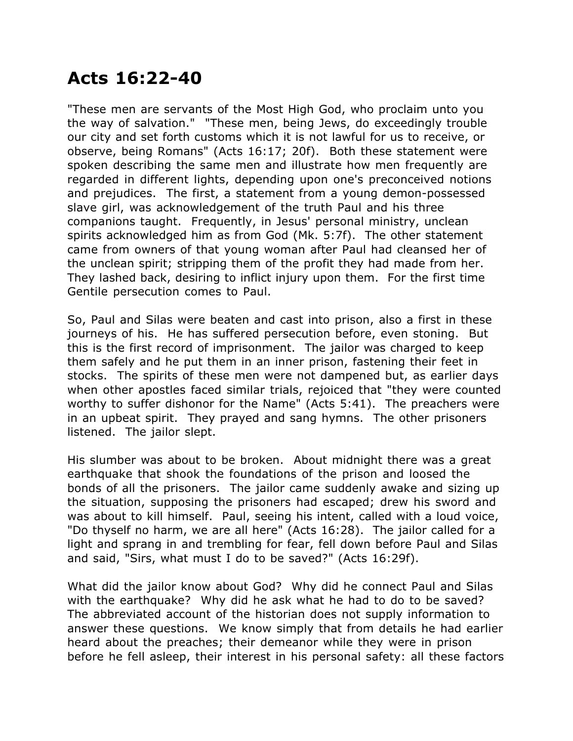# Acts 16:22-40

"These men are servants of the Most High God, who proclaim unto you the way of salvation." "These men, being Jews, do exceedingly trouble our city and set forth customs which it is not lawful for us to receive, or observe, being Romans" (Acts 16:17; 20f). Both these statement were spoken describing the same men and illustrate how men frequently are regarded in different lights, depending upon one's preconceived notions and prejudices. The first, a statement from a young demon-possessed slave girl, was acknowledgement of the truth Paul and his three companions taught. Frequently, in Jesus' personal ministry, unclean spirits acknowledged him as from God (Mk. 5:7f). The other statement came from owners of that young woman after Paul had cleansed her of the unclean spirit; stripping them of the profit they had made from her. They lashed back, desiring to inflict injury upon them. For the first time Gentile persecution comes to Paul.

So, Paul and Silas were beaten and cast into prison, also a first in these journeys of his. He has suffered persecution before, even stoning. But this is the first record of imprisonment. The jailor was charged to keep them safely and he put them in an inner prison, fastening their feet in stocks. The spirits of these men were not dampened but, as earlier days when other apostles faced similar trials, rejoiced that "they were counted worthy to suffer dishonor for the Name" (Acts 5:41). The preachers were in an upbeat spirit. They prayed and sang hymns. The other prisoners listened. The jailor slept.

His slumber was about to be broken. About midnight there was a great earthquake that shook the foundations of the prison and loosed the bonds of all the prisoners. The jailor came suddenly awake and sizing up the situation, supposing the prisoners had escaped; drew his sword and was about to kill himself. Paul, seeing his intent, called with a loud voice, "Do thyself no harm, we are all here" (Acts 16:28). The jailor called for a light and sprang in and trembling for fear, fell down before Paul and Silas and said, "Sirs, what must I do to be saved?" (Acts 16:29f).

What did the jailor know about God? Why did he connect Paul and Silas with the earthquake? Why did he ask what he had to do to be saved? The abbreviated account of the historian does not supply information to answer these questions. We know simply that from details he had earlier heard about the preaches; their demeanor while they were in prison before he fell asleep, their interest in his personal safety: all these factors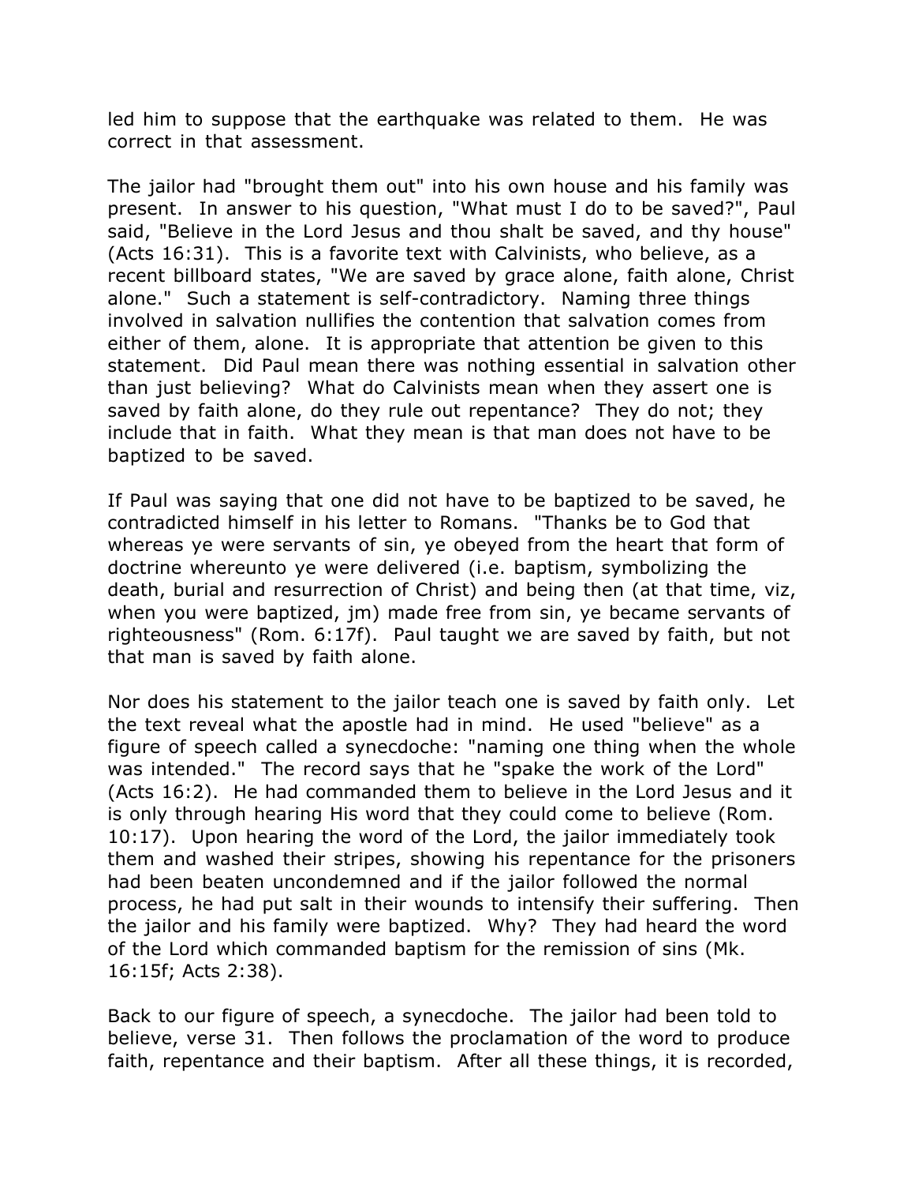led him to suppose that the earthquake was related to them. He was correct in that assessment.

The jailor had "brought them out" into his own house and his family was present. In answer to his question, "What must I do to be saved?", Paul said, "Believe in the Lord Jesus and thou shalt be saved, and thy house" (Acts 16:31). This is a favorite text with Calvinists, who believe, as a recent billboard states, "We are saved by grace alone, faith alone, Christ alone." Such a statement is self-contradictory. Naming three things involved in salvation nullifies the contention that salvation comes from either of them, alone. It is appropriate that attention be given to this statement. Did Paul mean there was nothing essential in salvation other than just believing? What do Calvinists mean when they assert one is saved by faith alone, do they rule out repentance? They do not; they include that in faith. What they mean is that man does not have to be baptized to be saved.

If Paul was saying that one did not have to be baptized to be saved, he contradicted himself in his letter to Romans. "Thanks be to God that whereas ye were servants of sin, ye obeyed from the heart that form of doctrine whereunto ye were delivered (i.e. baptism, symbolizing the death, burial and resurrection of Christ) and being then (at that time, viz, when you were baptized, jm) made free from sin, ye became servants of righteousness" (Rom. 6:17f). Paul taught we are saved by faith, but not that man is saved by faith alone.

Nor does his statement to the jailor teach one is saved by faith only. Let the text reveal what the apostle had in mind. He used "believe" as a figure of speech called a synecdoche: "naming one thing when the whole was intended." The record says that he "spake the work of the Lord" (Acts 16:2). He had commanded them to believe in the Lord Jesus and it is only through hearing His word that they could come to believe (Rom. 10:17). Upon hearing the word of the Lord, the jailor immediately took them and washed their stripes, showing his repentance for the prisoners had been beaten uncondemned and if the jailor followed the normal process, he had put salt in their wounds to intensify their suffering. Then the jailor and his family were baptized. Why? They had heard the word of the Lord which commanded baptism for the remission of sins (Mk. 16:15f; Acts 2:38).

Back to our figure of speech, a synecdoche. The jailor had been told to believe, verse 31. Then follows the proclamation of the word to produce faith, repentance and their baptism. After all these things, it is recorded,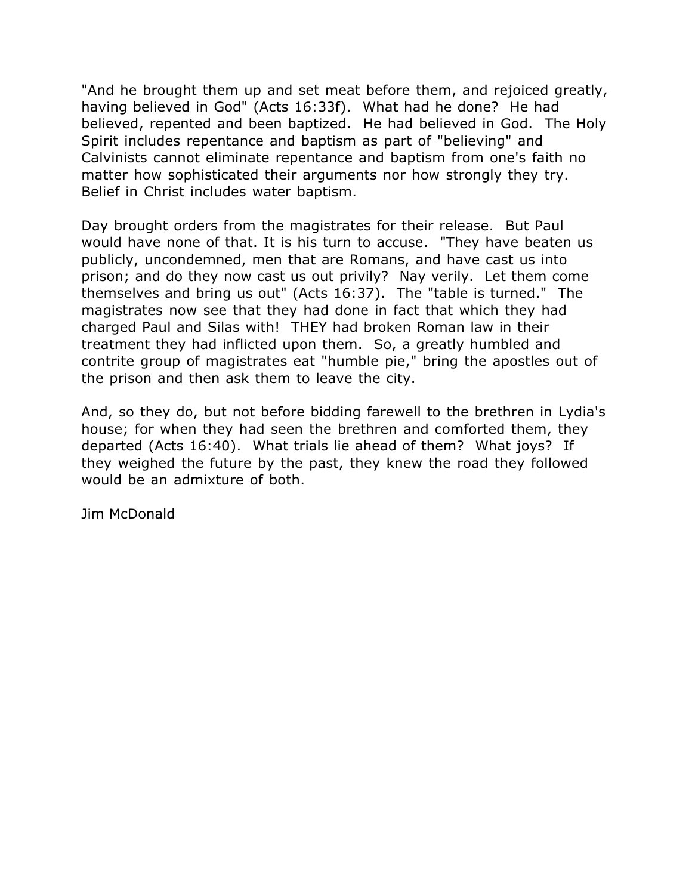"And he brought them up and set meat before them, and rejoiced greatly, having believed in God" (Acts 16:33f). What had he done? He had believed, repented and been baptized. He had believed in God. The Holy Spirit includes repentance and baptism as part of "believing" and Calvinists cannot eliminate repentance and baptism from one's faith no matter how sophisticated their arguments nor how strongly they try. Belief in Christ includes water baptism.

Day brought orders from the magistrates for their release. But Paul would have none of that. It is his turn to accuse. "They have beaten us publicly, uncondemned, men that are Romans, and have cast us into prison; and do they now cast us out privily? Nay verily. Let them come themselves and bring us out" (Acts 16:37). The "table is turned." The magistrates now see that they had done in fact that which they had charged Paul and Silas with! THEY had broken Roman law in their treatment they had inflicted upon them. So, a greatly humbled and contrite group of magistrates eat "humble pie," bring the apostles out of the prison and then ask them to leave the city.

And, so they do, but not before bidding farewell to the brethren in Lydia's house; for when they had seen the brethren and comforted them, they departed (Acts 16:40). What trials lie ahead of them? What joys? If they weighed the future by the past, they knew the road they followed would be an admixture of both.

Jim McDonald